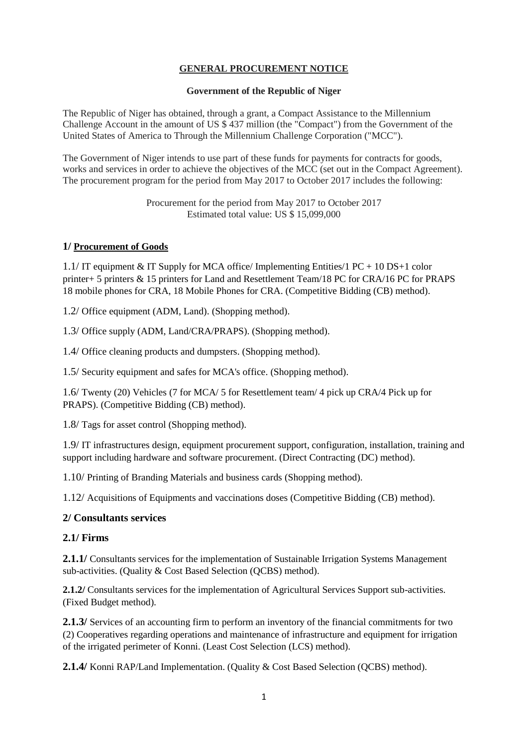**GENERAL PROCUREMENT NOTICE**

**Government of the Republic of Niger**

The Republic of Niger has obtained, through a grant, a Compact Assistance to the Millennium Challenge Account in the amount of US $ 437 million (the "Compact") from the Government of the United States of America to Through the Millennium Challenge Corporation ("MCC").

The Government of Niger intends to use part of these funds for payments for contracts for goods, works and services in order to achieve the objectives of the MCC (set out in the Compact Agreement). The procurement program for the period from May 2017 to October 2017 includes the following:

Procurement for the period from May 2017 to October 2017
Estimated total value: US $ 15,099,000

## 1/ Procurement of Goods

1.1/ IT equipment & IT Supply for MCA office/ Implementing Entities/1 PC + 10 DS+1 color printer+ 5 printers & 15 printers for Land and Resettlement Team/18 PC for CRA/16 PC for PRAPS 18 mobile phones for CRA, 18 Mobile Phones for CRA. (Competitive Bidding (CB) method).

1.2/ Office equipment (ADM, Land). (Shopping method).

1.3/ Office supply (ADM, Land/CRA/PRAPS). (Shopping method).

1.4/ Office cleaning products and dumpsters. (Shopping method).

1.5/ Security equipment and safes for MCA's office. (Shopping method).

1.6/ Twenty (20) Vehicles (7 for MCA/ 5 for Resettlement team/ 4 pick up CRA/4 Pick up for PRAPS). (Competitive Bidding (CB) method).

1.8/ Tags for asset control (Shopping method).

1.9/ IT infrastructures design, equipment procurement support, configuration, installation, training and support including hardware and software procurement. (Direct Contracting (DC) method).

1.10/ Printing of Branding Materials and business cards (Shopping method).

1.12/ Acquisitions of Equipments and vaccinations doses (Competitive Bidding (CB) method).

## 2/ Consultants services

### 2.1/ Firms

**2.1.1/** Consultants services for the implementation of Sustainable Irrigation Systems Management sub-activities. (Quality & Cost Based Selection (QCBS) method).

**2.1.2/** Consultants services for the implementation of Agricultural Services Support sub-activities. (Fixed Budget method).

**2.1.3/** Services of an accounting firm to perform an inventory of the financial commitments for two (2) Cooperatives regarding operations and maintenance of infrastructure and equipment for irrigation of the irrigated perimeter of Konni. (Least Cost Selection (LCS) method).

**2.1.4/** Konni RAP/Land Implementation. (Quality & Cost Based Selection (QCBS) method).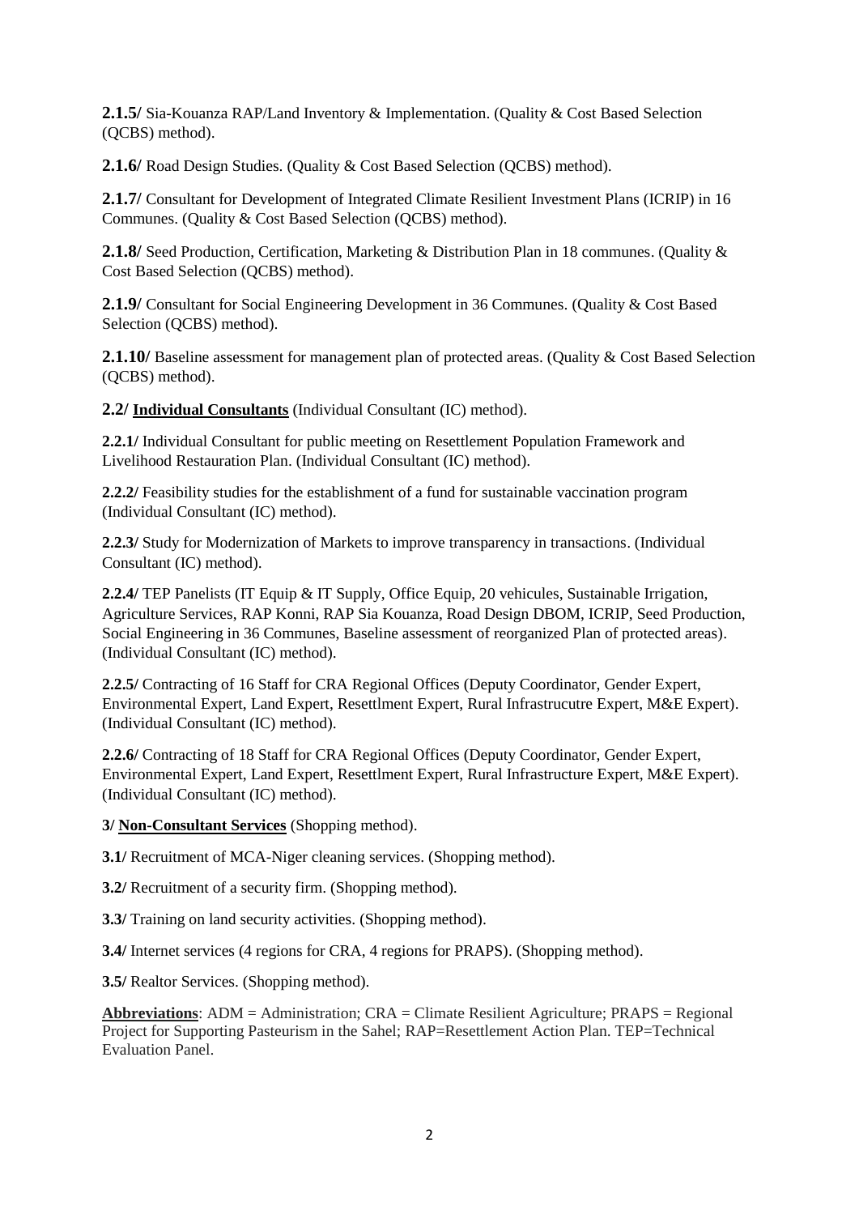**2.1.5/** Sia-Kouanza RAP/Land Inventory & Implementation. (Quality & Cost Based Selection (QCBS) method).

**2.1.6/** Road Design Studies. (Quality & Cost Based Selection (QCBS) method).

**2.1.7/** Consultant for Development of Integrated Climate Resilient Investment Plans (ICRIP) in 16 Communes. (Quality & Cost Based Selection (QCBS) method).

**2.1.8/** Seed Production, Certification, Marketing & Distribution Plan in 18 communes. (Quality & Cost Based Selection (QCBS) method).

**2.1.9/** Consultant for Social Engineering Development in 36 Communes. (Quality & Cost Based Selection (QCBS) method).

**2.1.10/** Baseline assessment for management plan of protected areas. (Quality & Cost Based Selection (QCBS) method).

**2.2/ <u>Individual Consultants</u>** (Individual Consultant (IC) method).

**2.2.1/** Individual Consultant for public meeting on Resettlement Population Framework and Livelihood Restauration Plan. (Individual Consultant (IC) method).

**2.2.2/** Feasibility studies for the establishment of a fund for sustainable vaccination program (Individual Consultant (IC) method).

**2.2.3/** Study for Modernization of Markets to improve transparency in transactions. (Individual Consultant (IC) method).

**2.2.4/** TEP Panelists (IT Equip & IT Supply, Office Equip, 20 vehicules, Sustainable Irrigation, Agriculture Services, RAP Konni, RAP Sia Kouanza, Road Design DBOM, ICRIP, Seed Production, Social Engineering in 36 Communes, Baseline assessment of reorganized Plan of protected areas). (Individual Consultant (IC) method).

**2.2.5/** Contracting of 16 Staff for CRA Regional Offices (Deputy Coordinator, Gender Expert, Environmental Expert, Land Expert, Resettlment Expert, Rural Infrastrucutre Expert, M&E Expert). (Individual Consultant (IC) method).

**2.2.6/** Contracting of 18 Staff for CRA Regional Offices (Deputy Coordinator, Gender Expert, Environmental Expert, Land Expert, Resettlment Expert, Rural Infrastructure Expert, M&E Expert). (Individual Consultant (IC) method).

**3/ <u>Non-Consultant Services</u>** (Shopping method).

**3.1/** Recruitment of MCA-Niger cleaning services. (Shopping method).

**3.2/** Recruitment of a security firm. (Shopping method).

**3.3/** Training on land security activities. (Shopping method).

**3.4/** Internet services (4 regions for CRA, 4 regions for PRAPS). (Shopping method).

**3.5/** Realtor Services. (Shopping method).

**<u>Abbreviations</u>**: ADM = Administration; CRA = Climate Resilient Agriculture; PRAPS = Regional Project for Supporting Pasteurism in the Sahel; RAP=Resettlement Action Plan. TEP=Technical Evaluation Panel.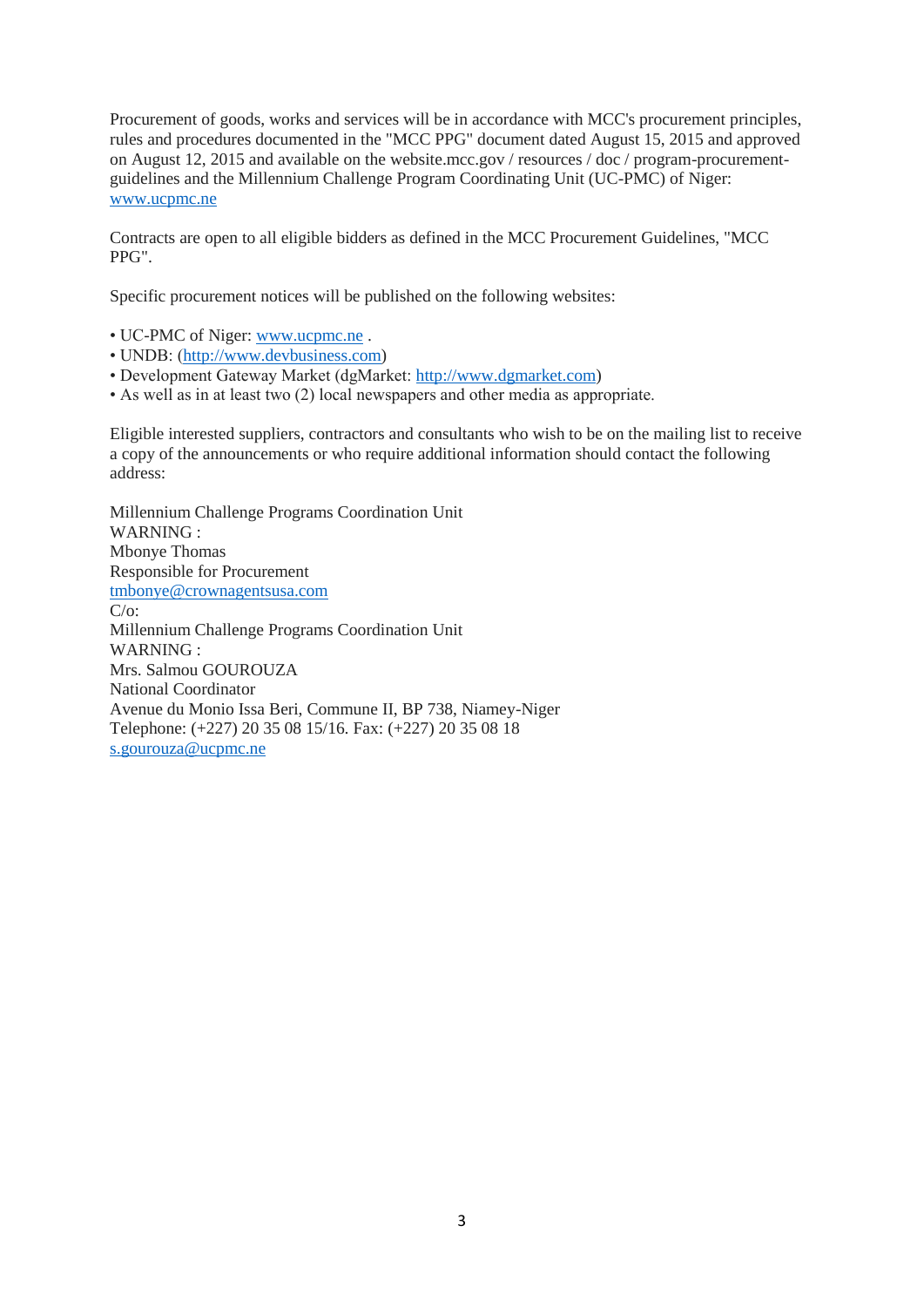Procurement of goods, works and services will be in accordance with MCC's procurement principles, rules and procedures documented in the "MCC PPG" document dated August 15, 2015 and approved on August 12, 2015 and available on the website.mcc.gov / resources / doc / program-procurement-guidelines and the Millennium Challenge Program Coordinating Unit (UC-PMC) of Niger: www.ucpmc.ne

Contracts are open to all eligible bidders as defined in the MCC Procurement Guidelines, "MCC PPG".

Specific procurement notices will be published on the following websites:

- UC-PMC of Niger: www.ucpmc.ne .
- UNDB: (http://www.devbusiness.com)
- Development Gateway Market (dgMarket: http://www.dgmarket.com)
- As well as in at least two (2) local newspapers and other media as appropriate.

Eligible interested suppliers, contractors and consultants who wish to be on the mailing list to receive a copy of the announcements or who require additional information should contact the following address:

Millennium Challenge Programs Coordination Unit  
WARNING :  
Mbonye Thomas  
Responsible for Procurement  
tmbonye@crownagentsusa.com  
C/o:  
Millennium Challenge Programs Coordination Unit  
WARNING :  
Mrs. Salmou GOUROUZA  
National Coordinator  
Avenue du Monio Issa Beri, Commune II, BP 738, Niamey-Niger  
Telephone: (+227) 20 35 08 15/16. Fax: (+227) 20 35 08 18  
s.gourouza@ucpmc.ne